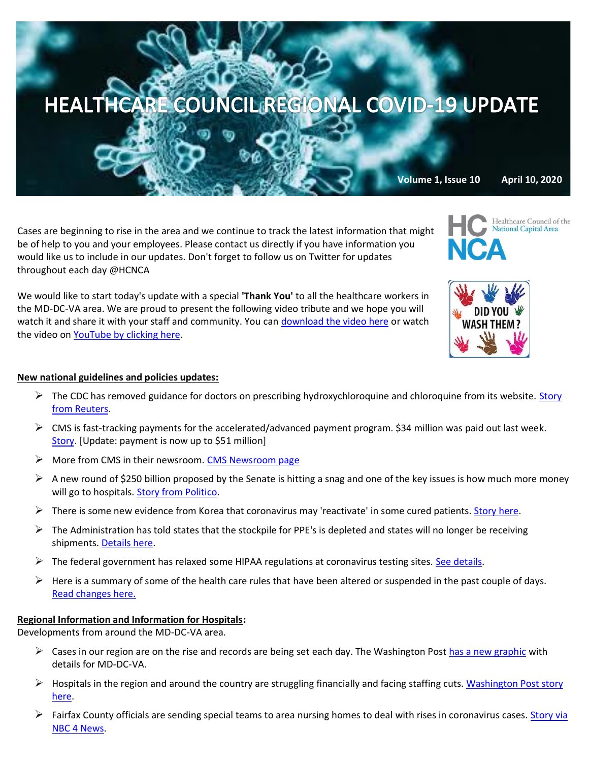# HEALTHCARE COUNCIL REGIONAL COVID-19 UPDATE

**Volume 1, Issue 10 April 10, 2020**

Cases are beginning to rise in the area and we continue to track the latest information that might be of help to you and your employees. Please contact us directly if you have information you would like us to include in our updates. Don't forget to follow us on Twitter for updates throughout each day @HCNCA

We would like to start today's update with a special **'Thank You'** to all the healthcare workers in the MD-DC-VA area. We are proud to present the following video tribute and we hope you will watch it and share it with your staff and community. You can download the video here or watch the video on YouTube by clicking here.

**New national guidelines and policies updates:**

- The CDC has removed guidance for doctors on prescribing hydroxychloroquine and chloroquine from its website. Story from Reuters.
- CMS is fast-tracking payments for the accelerated/advanced payment program. $34 million was paid out last week. Story. [Update: payment is now up to $51 million]
- More from CMS in their newsroom. CMS Newsroom page
- A new round of $250 billion proposed by the Senate is hitting a snag and one of the key issues is how much more money will go to hospitals. Story from Politico.
- There is some new evidence from Korea that coronavirus may 'reactivate' in some cured patients. Story here.
- The Administration has told states that the stockpile for PPE's is depleted and states will no longer be receiving shipments. Details here.
- The federal government has relaxed some HIPAA regulations at coronavirus testing sites. See details.
- Here is a summary of some of the health care rules that have been altered or suspended in the past couple of days. Read changes here.

**Regional Information and Information for Hospitals:**
Developments from around the MD-DC-VA area.

- Cases in our region are on the rise and records are being set each day. The Washington Post has a new graphic with details for MD-DC-VA.
- Hospitals in the region and around the country are struggling financially and facing staffing cuts. Washington Post story here.
- Fairfax County officials are sending special teams to area nursing homes to deal with rises in coronavirus cases. Story via NBC 4 News.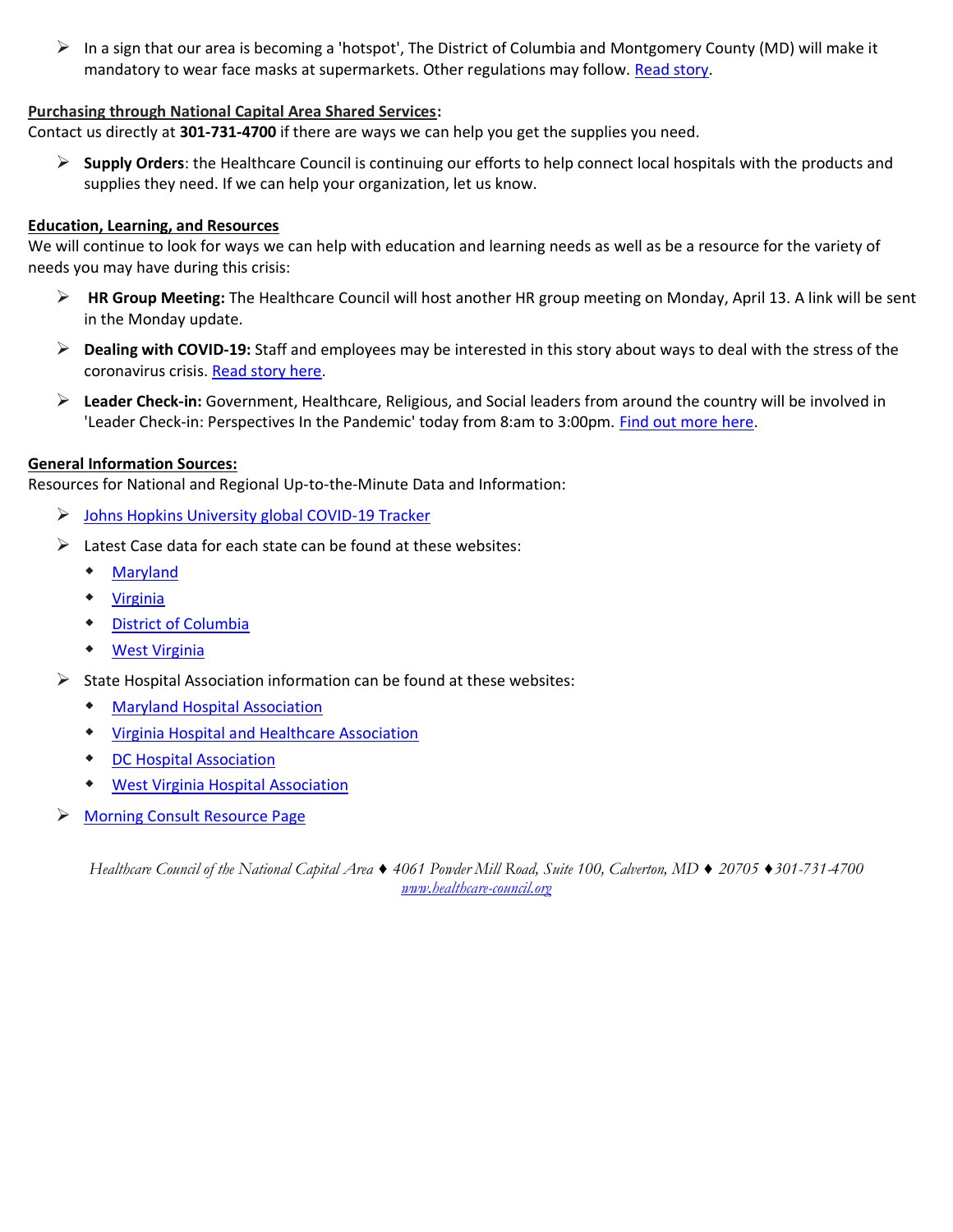- In a sign that our area is becoming a 'hotspot', The District of Columbia and Montgomery County (MD) will make it mandatory to wear face masks at supermarkets. Other regulations may follow. Read story.

**Purchasing through National Capital Area Shared Services:**

Contact us directly at **301-731-4700** if there are ways we can help you get the supplies you need.

- **Supply Orders**: the Healthcare Council is continuing our efforts to help connect local hospitals with the products and supplies they need. If we can help your organization, let us know.

**Education, Learning, and Resources**

We will continue to look for ways we can help with education and learning needs as well as be a resource for the variety of needs you may have during this crisis:

- **HR Group Meeting:** The Healthcare Council will host another HR group meeting on Monday, April 13. A link will be sent in the Monday update.
- **Dealing with COVID-19:** Staff and employees may be interested in this story about ways to deal with the stress of the coronavirus crisis. Read story here.
- **Leader Check-in:** Government, Healthcare, Religious, and Social leaders from around the country will be involved in 'Leader Check-in: Perspectives In the Pandemic' today from 8:am to 3:00pm. Find out more here.

**General Information Sources:**

Resources for National and Regional Up-to-the-Minute Data and Information:

- Johns Hopkins University global COVID-19 Tracker
- Latest Case data for each state can be found at these websites:
  - Maryland
  - Virginia
  - District of Columbia
  - West Virginia
- State Hospital Association information can be found at these websites:
  - Maryland Hospital Association
  - Virginia Hospital and Healthcare Association
  - DC Hospital Association
  - West Virginia Hospital Association
- Morning Consult Resource Page

*Healthcare Council of the National Capital Area ♦ 4061 Powder Mill Road, Suite 100, Calverton, MD ♦ 20705 ♦301-731-4700*
*www.healthcare-council.org*